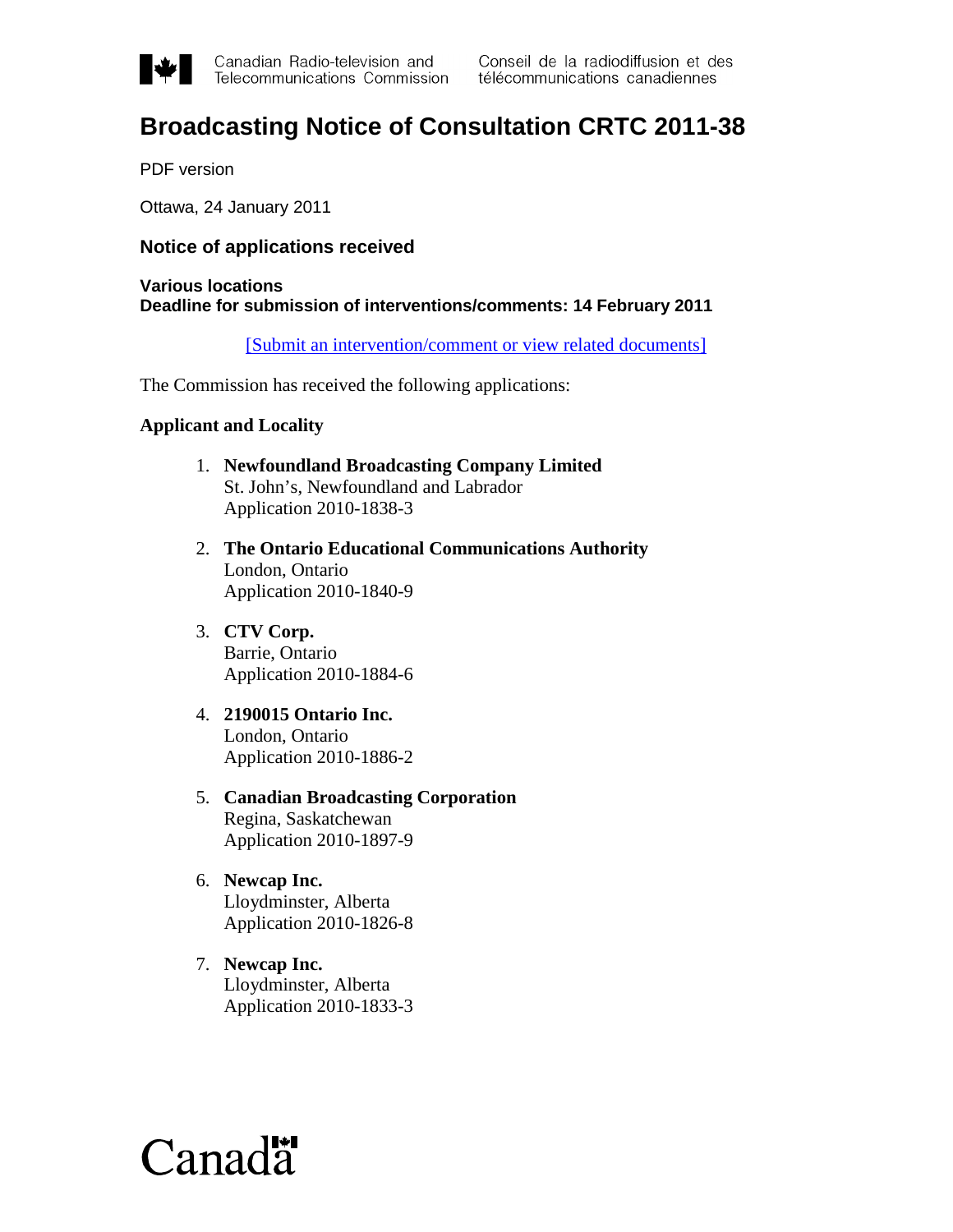Canadian Radio-television and Telecommunications Commission | Conseil de la radiodiffusion et des télécommunications canadiennes

# Broadcasting Notice of Consultation CRTC 2011-38

PDF version

Ottawa, 24 January 2011

### Notice of applications received

**Various locations**
**Deadline for submission of interventions/comments: 14 February 2011**

[Submit an intervention/comment or view related documents]

The Commission has received the following applications:

**Applicant and Locality**

1. **Newfoundland Broadcasting Company Limited**
   St. John's, Newfoundland and Labrador
   Application 2010-1838-3

2. **The Ontario Educational Communications Authority**
   London, Ontario
   Application 2010-1840-9

3. **CTV Corp.**
   Barrie, Ontario
   Application 2010-1884-6

4. **2190015 Ontario Inc.**
   London, Ontario
   Application 2010-1886-2

5. **Canadian Broadcasting Corporation**
   Regina, Saskatchewan
   Application 2010-1897-9

6. **Newcap Inc.**
   Lloydminster, Alberta
   Application 2010-1826-8

7. **Newcap Inc.**
   Lloydminster, Alberta
   Application 2010-1833-3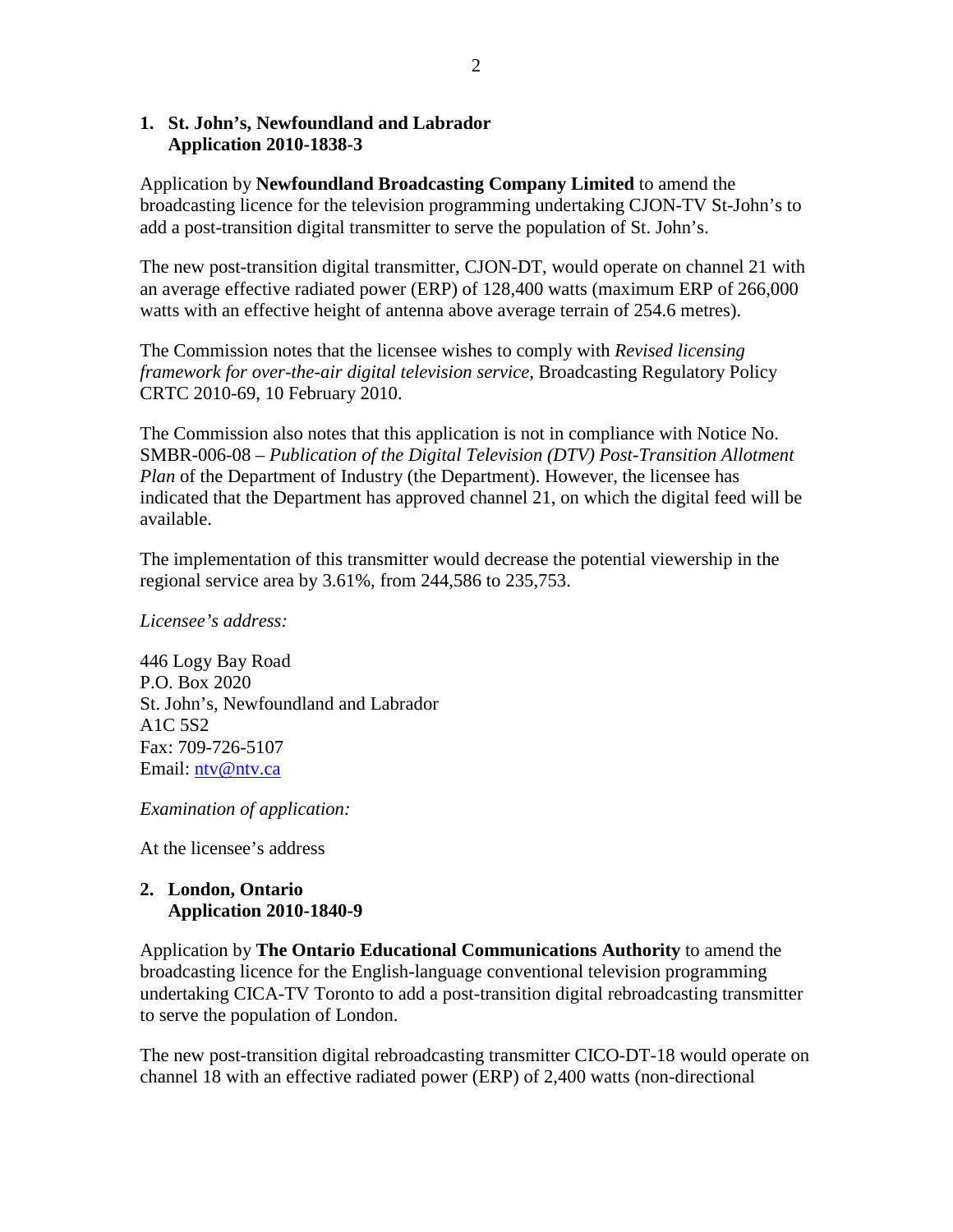### 1. St. John's, Newfoundland and Labrador
### Application 2010-1838-3

Application by **Newfoundland Broadcasting Company Limited** to amend the broadcasting licence for the television programming undertaking CJON-TV St-John's to add a post-transition digital transmitter to serve the population of St. John's.

The new post-transition digital transmitter, CJON-DT, would operate on channel 21 with an average effective radiated power (ERP) of 128,400 watts (maximum ERP of 266,000 watts with an effective height of antenna above average terrain of 254.6 metres).

The Commission notes that the licensee wishes to comply with *Revised licensing framework for over-the-air digital television service*, Broadcasting Regulatory Policy CRTC 2010-69, 10 February 2010.

The Commission also notes that this application is not in compliance with Notice No. SMBR-006-08 – *Publication of the Digital Television (DTV) Post-Transition Allotment Plan* of the Department of Industry (the Department). However, the licensee has indicated that the Department has approved channel 21, on which the digital feed will be available.

The implementation of this transmitter would decrease the potential viewership in the regional service area by 3.61%, from 244,586 to 235,753.

*Licensee's address:*

446 Logy Bay Road
P.O. Box 2020
St. John's, Newfoundland and Labrador
A1C 5S2
Fax: 709-726-5107
Email: ntv@ntv.ca

*Examination of application:*

At the licensee's address

### 2. London, Ontario
### Application 2010-1840-9

Application by **The Ontario Educational Communications Authority** to amend the broadcasting licence for the English-language conventional television programming undertaking CICA-TV Toronto to add a post-transition digital rebroadcasting transmitter to serve the population of London.

The new post-transition digital rebroadcasting transmitter CICO-DT-18 would operate on channel 18 with an effective radiated power (ERP) of 2,400 watts (non-directional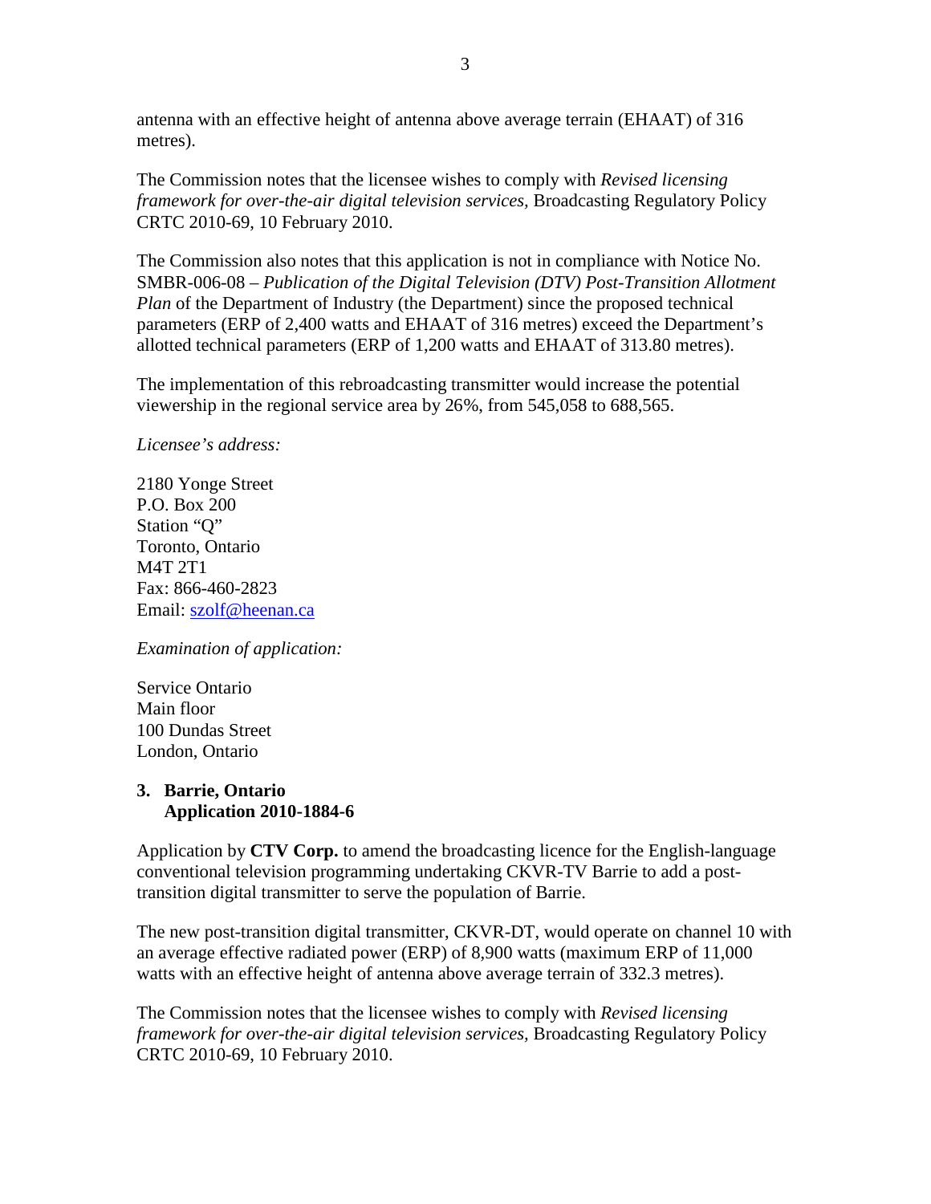antenna with an effective height of antenna above average terrain (EHAAT) of 316 metres).

The Commission notes that the licensee wishes to comply with *Revised licensing framework for over-the-air digital television services*, Broadcasting Regulatory Policy CRTC 2010-69, 10 February 2010.

The Commission also notes that this application is not in compliance with Notice No. SMBR-006-08 – *Publication of the Digital Television (DTV) Post-Transition Allotment Plan* of the Department of Industry (the Department) since the proposed technical parameters (ERP of 2,400 watts and EHAAT of 316 metres) exceed the Department's allotted technical parameters (ERP of 1,200 watts and EHAAT of 313.80 metres).

The implementation of this rebroadcasting transmitter would increase the potential viewership in the regional service area by 26%, from 545,058 to 688,565.

*Licensee's address:*

2180 Yonge Street
P.O. Box 200
Station "Q"
Toronto, Ontario
M4T 2T1
Fax: 866-460-2823
Email: szolf@heenan.ca

*Examination of application:*

Service Ontario
Main floor
100 Dundas Street
London, Ontario

**3. Barrie, Ontario**
**Application 2010-1884-6**

Application by **CTV Corp.** to amend the broadcasting licence for the English-language conventional television programming undertaking CKVR-TV Barrie to add a post-transition digital transmitter to serve the population of Barrie.

The new post-transition digital transmitter, CKVR-DT, would operate on channel 10 with an average effective radiated power (ERP) of 8,900 watts (maximum ERP of 11,000 watts with an effective height of antenna above average terrain of 332.3 metres).

The Commission notes that the licensee wishes to comply with *Revised licensing framework for over-the-air digital television services*, Broadcasting Regulatory Policy CRTC 2010-69, 10 February 2010.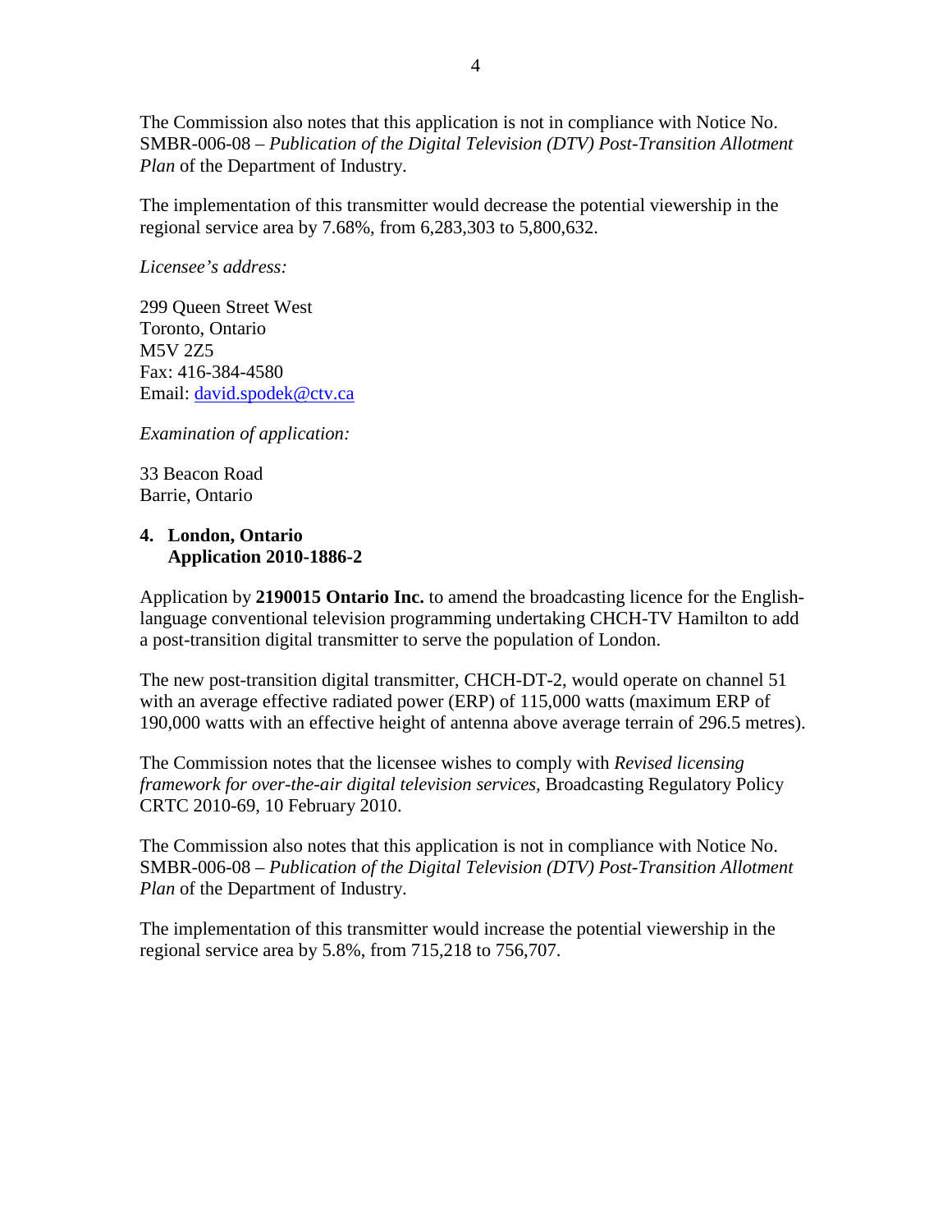The Commission also notes that this application is not in compliance with Notice No. SMBR-006-08 – *Publication of the Digital Television (DTV) Post-Transition Allotment Plan* of the Department of Industry.

The implementation of this transmitter would decrease the potential viewership in the regional service area by 7.68%, from 6,283,303 to 5,800,632.

*Licensee's address:*

299 Queen Street West
Toronto, Ontario
M5V 2Z5
Fax: 416-384-4580
Email: david.spodek@ctv.ca

*Examination of application:*

33 Beacon Road
Barrie, Ontario

**4. London, Ontario**
**Application 2010-1886-2**

Application by **2190015 Ontario Inc.** to amend the broadcasting licence for the English-language conventional television programming undertaking CHCH-TV Hamilton to add a post-transition digital transmitter to serve the population of London.

The new post-transition digital transmitter, CHCH-DT-2, would operate on channel 51 with an average effective radiated power (ERP) of 115,000 watts (maximum ERP of 190,000 watts with an effective height of antenna above average terrain of 296.5 metres).

The Commission notes that the licensee wishes to comply with *Revised licensing framework for over-the-air digital television services*, Broadcasting Regulatory Policy CRTC 2010-69, 10 February 2010.

The Commission also notes that this application is not in compliance with Notice No. SMBR-006-08 – *Publication of the Digital Television (DTV) Post-Transition Allotment Plan* of the Department of Industry.

The implementation of this transmitter would increase the potential viewership in the regional service area by 5.8%, from 715,218 to 756,707.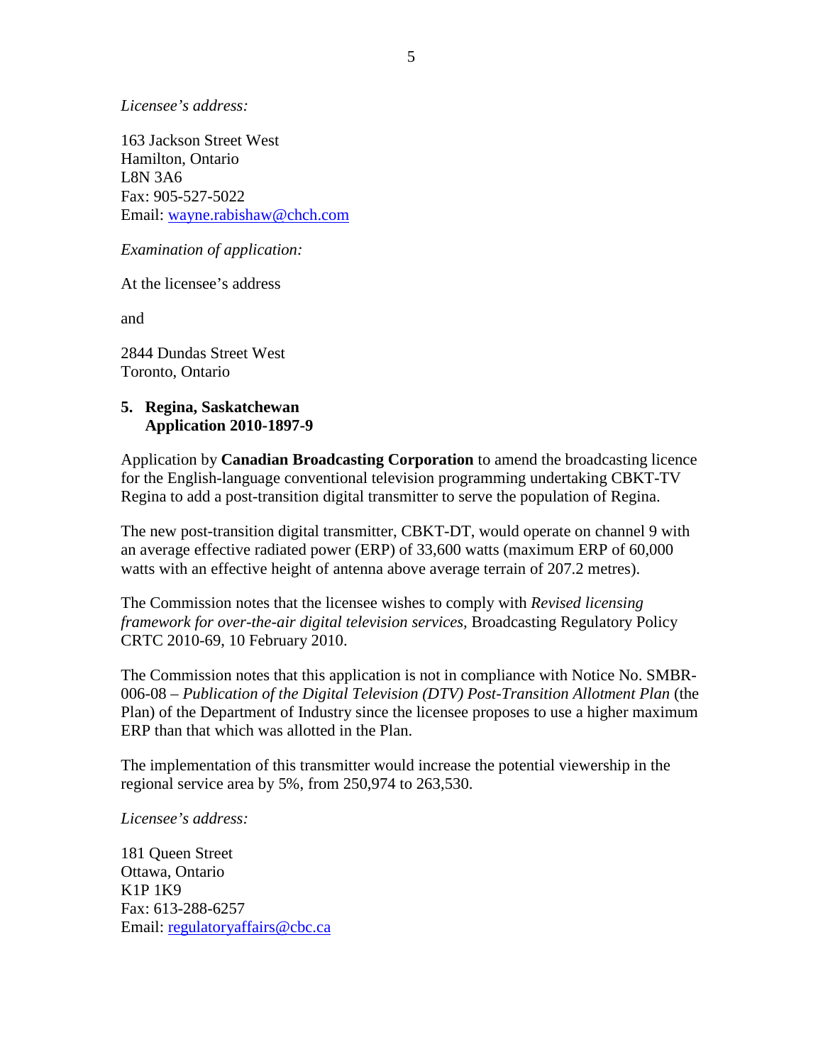*Licensee's address:*

163 Jackson Street West
Hamilton, Ontario
L8N 3A6
Fax: 905-527-5022
Email: wayne.rabishaw@chch.com

*Examination of application:*

At the licensee's address

and

2844 Dundas Street West
Toronto, Ontario

**5. Regina, Saskatchewan**
**Application 2010-1897-9**

Application by **Canadian Broadcasting Corporation** to amend the broadcasting licence for the English-language conventional television programming undertaking CBKT-TV Regina to add a post-transition digital transmitter to serve the population of Regina.

The new post-transition digital transmitter, CBKT-DT, would operate on channel 9 with an average effective radiated power (ERP) of 33,600 watts (maximum ERP of 60,000 watts with an effective height of antenna above average terrain of 207.2 metres).

The Commission notes that the licensee wishes to comply with *Revised licensing framework for over-the-air digital television services,* Broadcasting Regulatory Policy CRTC 2010-69, 10 February 2010.

The Commission notes that this application is not in compliance with Notice No. SMBR-006-08 – *Publication of the Digital Television (DTV) Post-Transition Allotment Plan* (the Plan) of the Department of Industry since the licensee proposes to use a higher maximum ERP than that which was allotted in the Plan.

The implementation of this transmitter would increase the potential viewership in the regional service area by 5%, from 250,974 to 263,530.

*Licensee's address:*

181 Queen Street
Ottawa, Ontario
K1P 1K9
Fax: 613-288-6257
Email: regulatoryaffairs@cbc.ca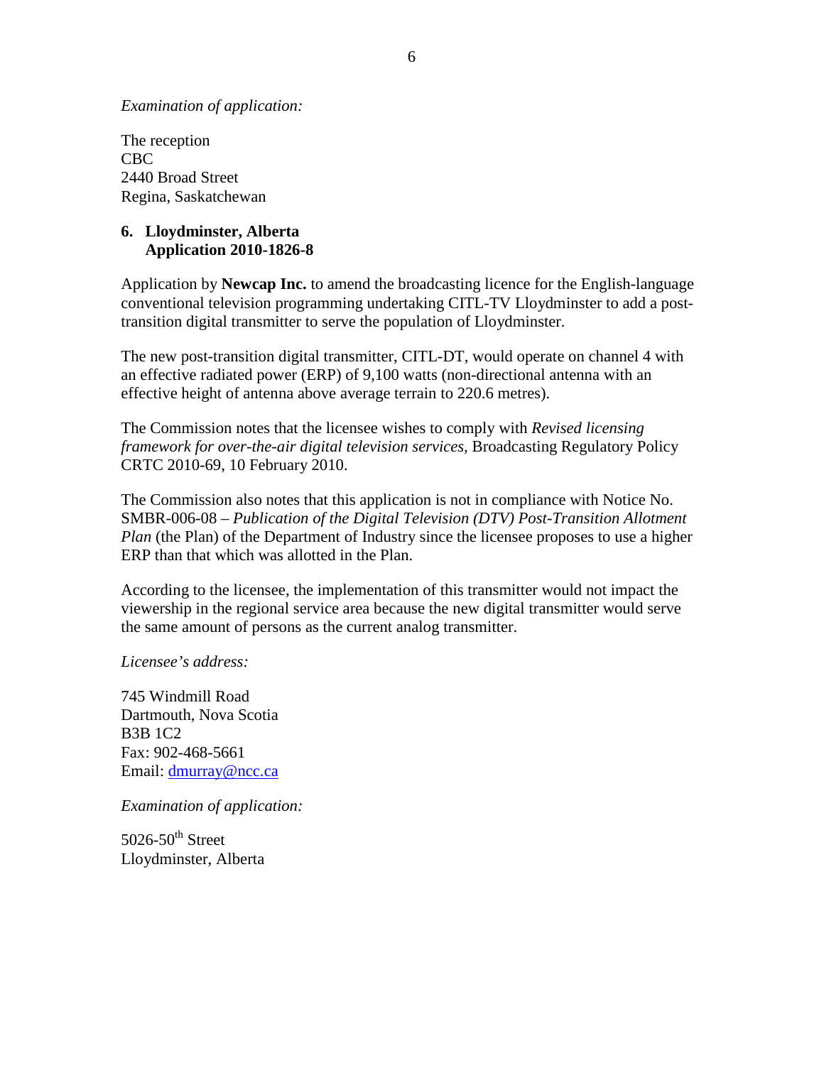*Examination of application:*

The reception
CBC
2440 Broad Street
Regina, Saskatchewan

**6. Lloydminster, Alberta**
**Application 2010-1826-8**

Application by **Newcap Inc.** to amend the broadcasting licence for the English-language conventional television programming undertaking CITL-TV Lloydminster to add a post-transition digital transmitter to serve the population of Lloydminster.

The new post-transition digital transmitter, CITL-DT, would operate on channel 4 with an effective radiated power (ERP) of 9,100 watts (non-directional antenna with an effective height of antenna above average terrain to 220.6 metres).

The Commission notes that the licensee wishes to comply with *Revised licensing framework for over-the-air digital television services,* Broadcasting Regulatory Policy CRTC 2010-69, 10 February 2010.

The Commission also notes that this application is not in compliance with Notice No. SMBR-006-08 – *Publication of the Digital Television (DTV) Post-Transition Allotment Plan* (the Plan) of the Department of Industry since the licensee proposes to use a higher ERP than that which was allotted in the Plan.

According to the licensee, the implementation of this transmitter would not impact the viewership in the regional service area because the new digital transmitter would serve the same amount of persons as the current analog transmitter.

*Licensee's address:*

745 Windmill Road
Dartmouth, Nova Scotia
B3B 1C2
Fax: 902-468-5661
Email: dmurray@ncc.ca

*Examination of application:*

5026-50th Street
Lloydminster, Alberta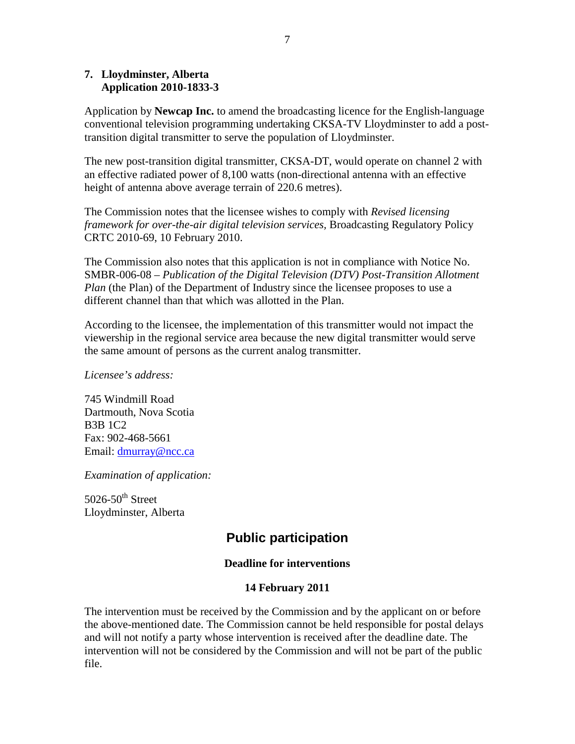**7. Lloydminster, Alberta**
**Application 2010-1833-3**

Application by **Newcap Inc.** to amend the broadcasting licence for the English-language conventional television programming undertaking CKSA-TV Lloydminster to add a post-transition digital transmitter to serve the population of Lloydminster.

The new post-transition digital transmitter, CKSA-DT, would operate on channel 2 with an effective radiated power of 8,100 watts (non-directional antenna with an effective height of antenna above average terrain of 220.6 metres).

The Commission notes that the licensee wishes to comply with *Revised licensing framework for over-the-air digital television services,* Broadcasting Regulatory Policy CRTC 2010-69, 10 February 2010.

The Commission also notes that this application is not in compliance with Notice No. SMBR-006-08 – *Publication of the Digital Television (DTV) Post-Transition Allotment Plan* (the Plan) of the Department of Industry since the licensee proposes to use a different channel than that which was allotted in the Plan.

According to the licensee, the implementation of this transmitter would not impact the viewership in the regional service area because the new digital transmitter would serve the same amount of persons as the current analog transmitter.

*Licensee's address:*

745 Windmill Road
Dartmouth, Nova Scotia
B3B 1C2
Fax: 902-468-5661
Email: dmurray@ncc.ca

*Examination of application:*

5026-50th Street
Lloydminster, Alberta

## Public participation

**Deadline for interventions**

**14 February 2011**

The intervention must be received by the Commission and by the applicant on or before the above-mentioned date. The Commission cannot be held responsible for postal delays and will not notify a party whose intervention is received after the deadline date. The intervention will not be considered by the Commission and will not be part of the public file.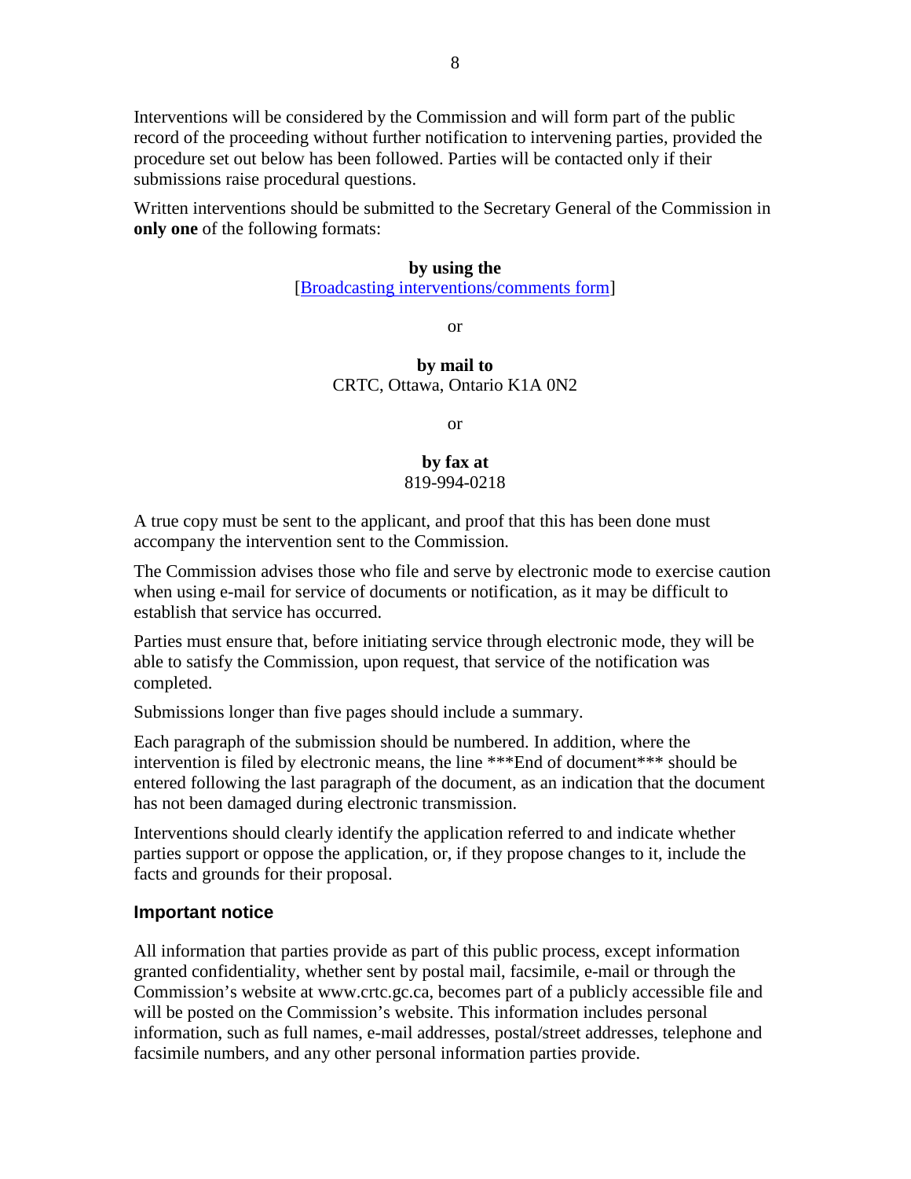Interventions will be considered by the Commission and will form part of the public record of the proceeding without further notification to intervening parties, provided the procedure set out below has been followed. Parties will be contacted only if their submissions raise procedural questions.

Written interventions should be submitted to the Secretary General of the Commission in **only one** of the following formats:

**by using the**
[Broadcasting interventions/comments form]

or

**by mail to**
CRTC, Ottawa, Ontario K1A 0N2

or

**by fax at**
819-994-0218

A true copy must be sent to the applicant, and proof that this has been done must accompany the intervention sent to the Commission.

The Commission advises those who file and serve by electronic mode to exercise caution when using e-mail for service of documents or notification, as it may be difficult to establish that service has occurred.

Parties must ensure that, before initiating service through electronic mode, they will be able to satisfy the Commission, upon request, that service of the notification was completed.

Submissions longer than five pages should include a summary.

Each paragraph of the submission should be numbered. In addition, where the intervention is filed by electronic means, the line ***End of document*** should be entered following the last paragraph of the document, as an indication that the document has not been damaged during electronic transmission.

Interventions should clearly identify the application referred to and indicate whether parties support or oppose the application, or, if they propose changes to it, include the facts and grounds for their proposal.

### Important notice

All information that parties provide as part of this public process, except information granted confidentiality, whether sent by postal mail, facsimile, e-mail or through the Commission's website at www.crtc.gc.ca, becomes part of a publicly accessible file and will be posted on the Commission's website. This information includes personal information, such as full names, e-mail addresses, postal/street addresses, telephone and facsimile numbers, and any other personal information parties provide.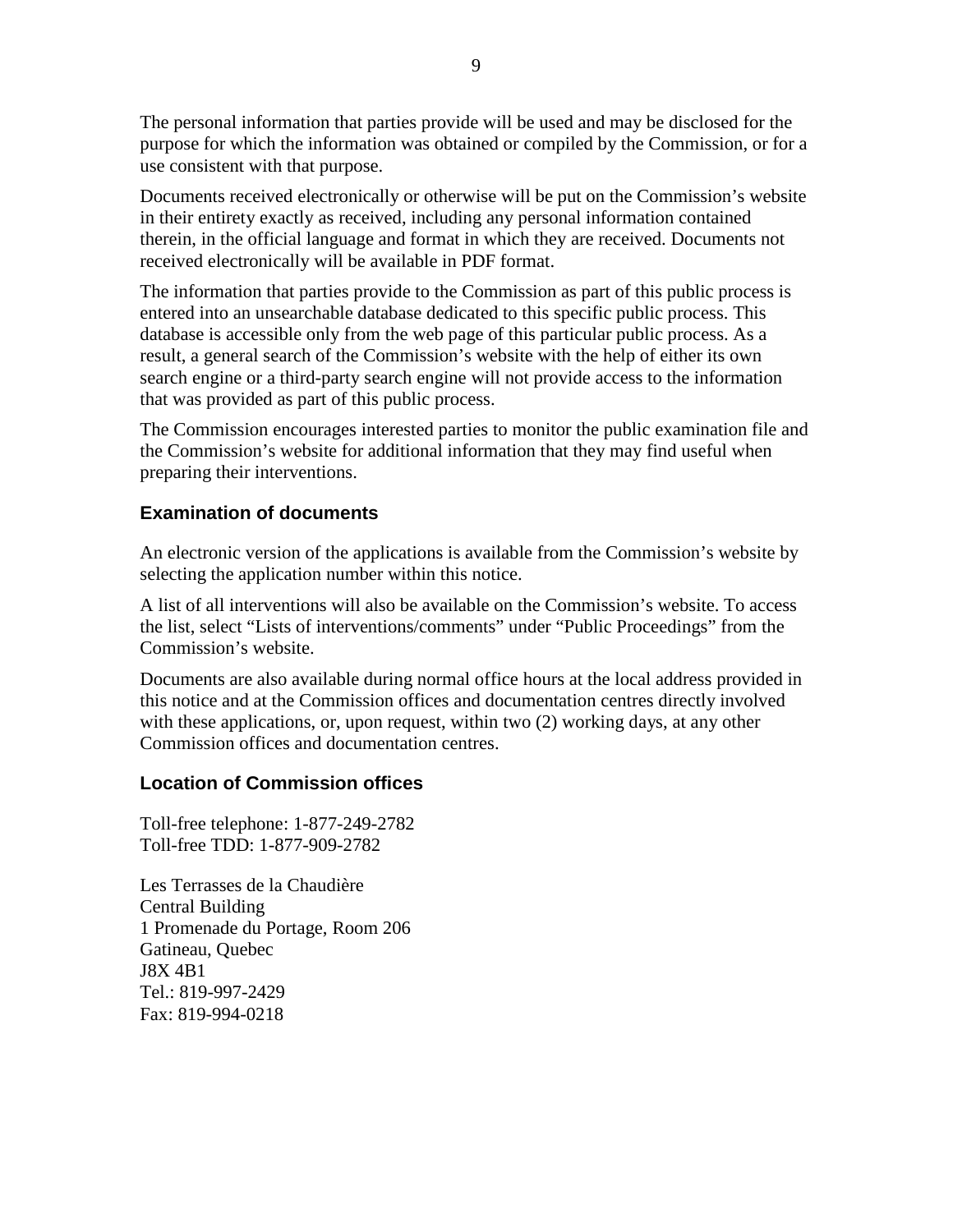The personal information that parties provide will be used and may be disclosed for the purpose for which the information was obtained or compiled by the Commission, or for a use consistent with that purpose.

Documents received electronically or otherwise will be put on the Commission's website in their entirety exactly as received, including any personal information contained therein, in the official language and format in which they are received. Documents not received electronically will be available in PDF format.

The information that parties provide to the Commission as part of this public process is entered into an unsearchable database dedicated to this specific public process. This database is accessible only from the web page of this particular public process. As a result, a general search of the Commission's website with the help of either its own search engine or a third-party search engine will not provide access to the information that was provided as part of this public process.

The Commission encourages interested parties to monitor the public examination file and the Commission's website for additional information that they may find useful when preparing their interventions.

### Examination of documents

An electronic version of the applications is available from the Commission's website by selecting the application number within this notice.

A list of all interventions will also be available on the Commission's website. To access the list, select "Lists of interventions/comments" under "Public Proceedings" from the Commission's website.

Documents are also available during normal office hours at the local address provided in this notice and at the Commission offices and documentation centres directly involved with these applications, or, upon request, within two (2) working days, at any other Commission offices and documentation centres.

### Location of Commission offices

Toll-free telephone: 1-877-249-2782  
Toll-free TDD: 1-877-909-2782

Les Terrasses de la Chaudière  
Central Building  
1 Promenade du Portage, Room 206  
Gatineau, Quebec  
J8X 4B1  
Tel.: 819-997-2429  
Fax: 819-994-0218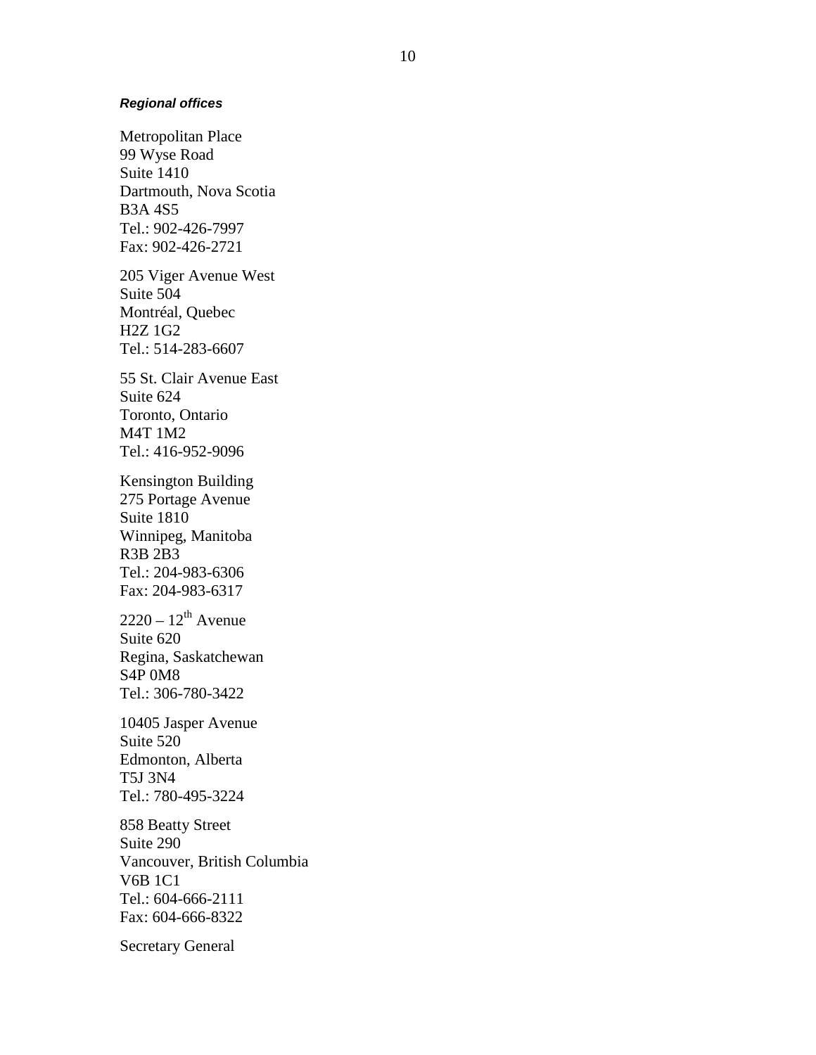***Regional offices***

Metropolitan Place
99 Wyse Road
Suite 1410
Dartmouth, Nova Scotia
B3A 4S5
Tel.: 902-426-7997
Fax: 902-426-2721

205 Viger Avenue West
Suite 504
Montréal, Quebec
H2Z 1G2
Tel.: 514-283-6607

55 St. Clair Avenue East
Suite 624
Toronto, Ontario
M4T 1M2
Tel.: 416-952-9096

Kensington Building
275 Portage Avenue
Suite 1810
Winnipeg, Manitoba
R3B 2B3
Tel.: 204-983-6306
Fax: 204-983-6317

2220 – 12th Avenue
Suite 620
Regina, Saskatchewan
S4P 0M8
Tel.: 306-780-3422

10405 Jasper Avenue
Suite 520
Edmonton, Alberta
T5J 3N4
Tel.: 780-495-3224

858 Beatty Street
Suite 290
Vancouver, British Columbia
V6B 1C1
Tel.: 604-666-2111
Fax: 604-666-8322

Secretary General